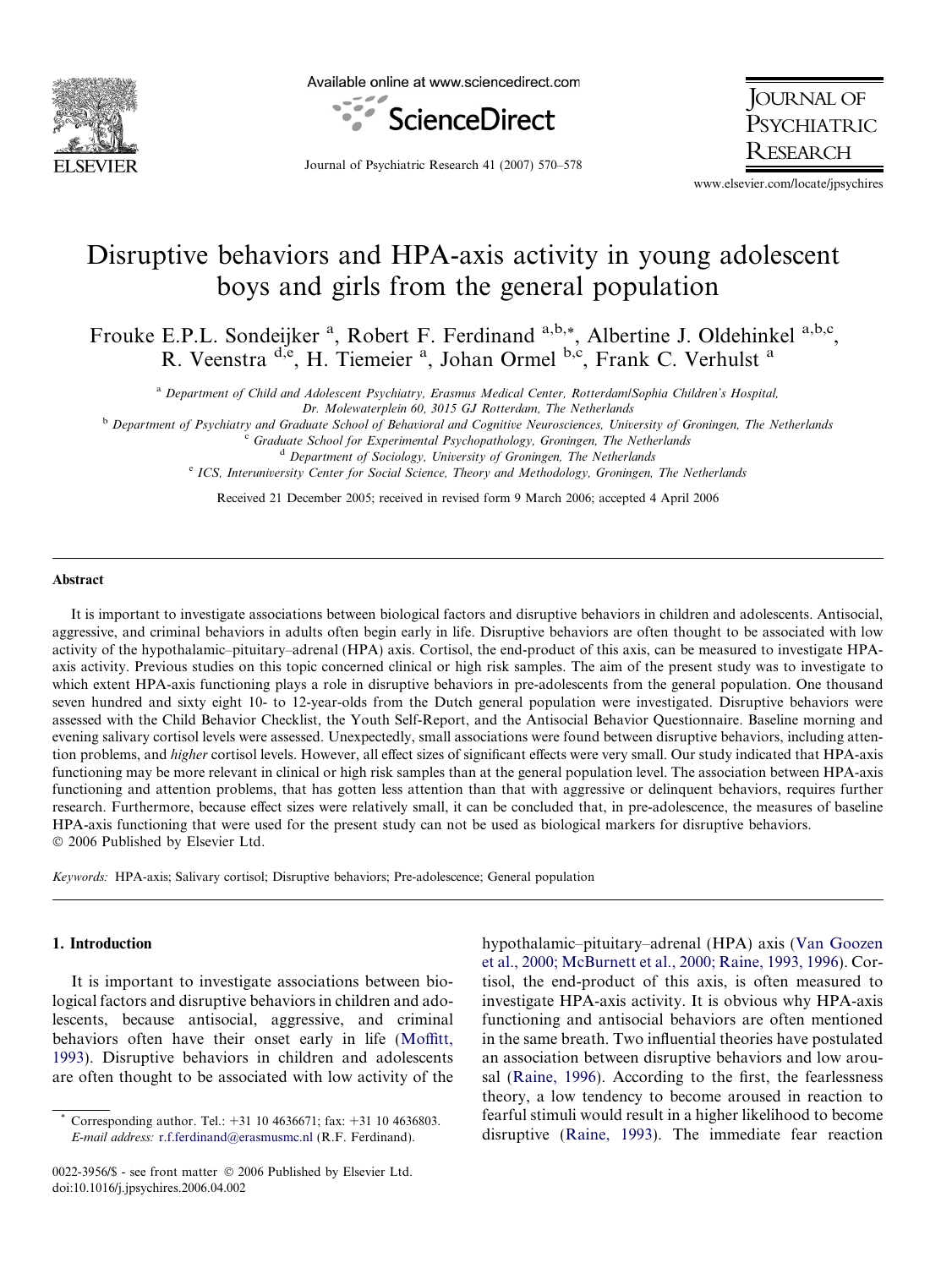# Disruptive behaviors and HPA-axis activity in young adolescent boys and girls from the general population

Frouke E.P.L. Sondeijker [a], Robert F. Ferdinand [a,b,*], Albertine J. Oldehinkel [a,b,c], R. Veenstra [d,e], H. Tiemeier [a], Johan Ormel [b,c], Frank C. Verhulst [a]

[a] *Department of Child and Adolescent Psychiatry, Erasmus Medical Center, Rotterdam/Sophia Children's Hospital, Dr. Molewaterplein 60, 3015 GJ Rotterdam, The Netherlands*

[b] *Department of Psychiatry and Graduate School of Behavioral and Cognitive Neurosciences, University of Groningen, The Netherlands*

[c] *Graduate School for Experimental Psychopathology, Groningen, The Netherlands*

[d] *Department of Sociology, University of Groningen, The Netherlands*

[e] *ICS, Interuniversity Center for Social Science, Theory and Methodology, Groningen, The Netherlands*

Received 21 December 2005; received in revised form 9 March 2006; accepted 4 April 2006

## Abstract

It is important to investigate associations between biological factors and disruptive behaviors in children and adolescents. Antisocial, aggressive, and criminal behaviors in adults often begin early in life. Disruptive behaviors are often thought to be associated with low activity of the hypothalamic–pituitary–adrenal (HPA) axis. Cortisol, the end-product of this axis, can be measured to investigate HPA-axis activity. Previous studies on this topic concerned clinical or high risk samples. The aim of the present study was to investigate to which extent HPA-axis functioning plays a role in disruptive behaviors in pre-adolescents from the general population. One thousand seven hundred and sixty eight 10- to 12-year-olds from the Dutch general population were investigated. Disruptive behaviors were assessed with the Child Behavior Checklist, the Youth Self-Report, and the Antisocial Behavior Questionnaire. Baseline morning and evening salivary cortisol levels were assessed. Unexpectedly, small associations were found between disruptive behaviors, including attention problems, and *higher* cortisol levels. However, all effect sizes of significant effects were very small. Our study indicated that HPA-axis functioning may be more relevant in clinical or high risk samples than at the general population level. The association between HPA-axis functioning and attention problems, that has gotten less attention than that with aggressive or delinquent behaviors, requires further research. Furthermore, because effect sizes were relatively small, it can be concluded that, in pre-adolescence, the measures of baseline HPA-axis functioning that were used for the present study can not be used as biological markers for disruptive behaviors.
© 2006 Published by Elsevier Ltd.

*Keywords:* HPA-axis; Salivary cortisol; Disruptive behaviors; Pre-adolescence; General population

## 1. Introduction

It is important to investigate associations between biological factors and disruptive behaviors in children and adolescents, because antisocial, aggressive, and criminal behaviors often have their onset early in life (Moffitt, 1993). Disruptive behaviors in children and adolescents are often thought to be associated with low activity of the hypothalamic–pituitary–adrenal (HPA) axis (Van Goozen et al., 2000; McBurnett et al., 2000; Raine, 1993, 1996). Cortisol, the end-product of this axis, is often measured to investigate HPA-axis activity. It is obvious why HPA-axis functioning and antisocial behaviors are often mentioned in the same breath. Two influential theories have postulated an association between disruptive behaviors and low arousal (Raine, 1996). According to the first, the fearlessness theory, a low tendency to become aroused in reaction to fearful stimuli would result in a higher likelihood to become disruptive (Raine, 1993). The immediate fear reaction

* Corresponding author. Tel.: +31 10 4636671; fax: +31 10 4636803. *E-mail address:* r.f.ferdinand@erasmusmc.nl (R.F. Ferdinand).

0022-3956/$ - see front matter © 2006 Published by Elsevier Ltd.
doi:10.1016/j.jpsychires.2006.04.002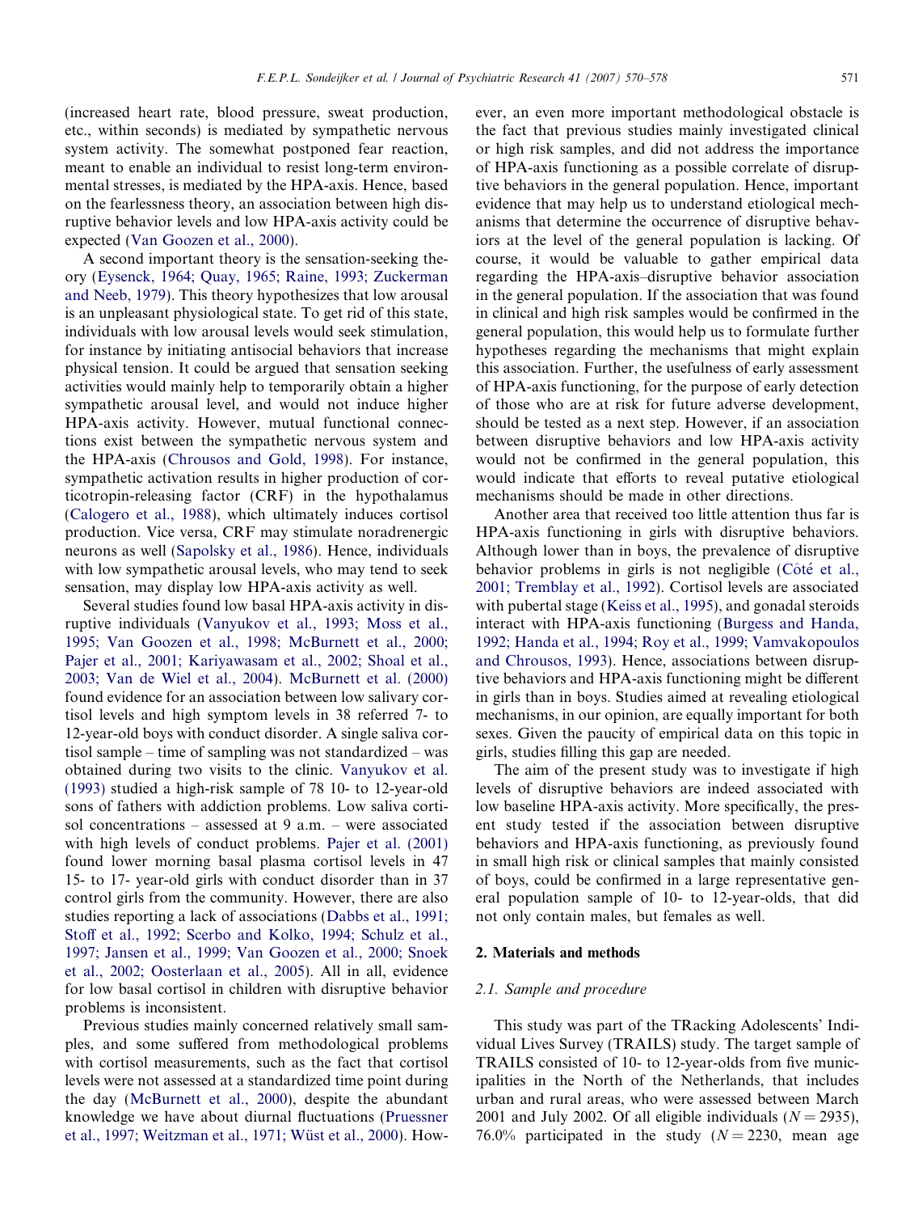(increased heart rate, blood pressure, sweat production, etc., within seconds) is mediated by sympathetic nervous system activity. The somewhat postponed fear reaction, meant to enable an individual to resist long-term environmental stresses, is mediated by the HPA-axis. Hence, based on the fearlessness theory, an association between high disruptive behavior levels and low HPA-axis activity could be expected (Van Goozen et al., 2000).

A second important theory is the sensation-seeking theory (Eysenck, 1964; Quay, 1965; Raine, 1993; Zuckerman and Neeb, 1979). This theory hypothesizes that low arousal is an unpleasant physiological state. To get rid of this state, individuals with low arousal levels would seek stimulation, for instance by initiating antisocial behaviors that increase physical tension. It could be argued that sensation seeking activities would mainly help to temporarily obtain a higher sympathetic arousal level, and would not induce higher HPA-axis activity. However, mutual functional connections exist between the sympathetic nervous system and the HPA-axis (Chrousos and Gold, 1998). For instance, sympathetic activation results in higher production of corticotropin-releasing factor (CRF) in the hypothalamus (Calogero et al., 1988), which ultimately induces cortisol production. Vice versa, CRF may stimulate noradrenergic neurons as well (Sapolsky et al., 1986). Hence, individuals with low sympathetic arousal levels, who may tend to seek sensation, may display low HPA-axis activity as well.

Several studies found low basal HPA-axis activity in disruptive individuals (Vanyukov et al., 1993; Moss et al., 1995; Van Goozen et al., 1998; McBurnett et al., 2000; Pajer et al., 2001; Kariyawasam et al., 2002; Shoal et al., 2003; Van de Wiel et al., 2004). McBurnett et al. (2000) found evidence for an association between low salivary cortisol levels and high symptom levels in 38 referred 7- to 12-year-old boys with conduct disorder. A single saliva cortisol sample – time of sampling was not standardized – was obtained during two visits to the clinic. Vanyukov et al. (1993) studied a high-risk sample of 78 10- to 12-year-old sons of fathers with addiction problems. Low saliva cortisol concentrations – assessed at 9 a.m. – were associated with high levels of conduct problems. Pajer et al. (2001) found lower morning basal plasma cortisol levels in 47 15- to 17- year-old girls with conduct disorder than in 37 control girls from the community. However, there are also studies reporting a lack of associations (Dabbs et al., 1991; Stoff et al., 1992; Scerbo and Kolko, 1994; Schulz et al., 1997; Jansen et al., 1999; Van Goozen et al., 2000; Snoek et al., 2002; Oosterlaan et al., 2005). All in all, evidence for low basal cortisol in children with disruptive behavior problems is inconsistent.

Previous studies mainly concerned relatively small samples, and some suffered from methodological problems with cortisol measurements, such as the fact that cortisol levels were not assessed at a standardized time point during the day (McBurnett et al., 2000), despite the abundant knowledge we have about diurnal fluctuations (Pruessner et al., 1997; Weitzman et al., 1971; Wüst et al., 2000). However, an even more important methodological obstacle is the fact that previous studies mainly investigated clinical or high risk samples, and did not address the importance of HPA-axis functioning as a possible correlate of disruptive behaviors in the general population. Hence, important evidence that may help us to understand etiological mechanisms that determine the occurrence of disruptive behaviors at the level of the general population is lacking. Of course, it would be valuable to gather empirical data regarding the HPA-axis–disruptive behavior association in the general population. If the association that was found in clinical and high risk samples would be confirmed in the general population, this would help us to formulate further hypotheses regarding the mechanisms that might explain this association. Further, the usefulness of early assessment of HPA-axis functioning, for the purpose of early detection of those who are at risk for future adverse development, should be tested as a next step. However, if an association between disruptive behaviors and low HPA-axis activity would not be confirmed in the general population, this would indicate that efforts to reveal putative etiological mechanisms should be made in other directions.

Another area that received too little attention thus far is HPA-axis functioning in girls with disruptive behaviors. Although lower than in boys, the prevalence of disruptive behavior problems in girls is not negligible (Côté et al., 2001; Tremblay et al., 1992). Cortisol levels are associated with pubertal stage (Keiss et al., 1995), and gonadal steroids interact with HPA-axis functioning (Burgess and Handa, 1992; Handa et al., 1994; Roy et al., 1999; Vamvakopoulos and Chrousos, 1993). Hence, associations between disruptive behaviors and HPA-axis functioning might be different in girls than in boys. Studies aimed at revealing etiological mechanisms, in our opinion, are equally important for both sexes. Given the paucity of empirical data on this topic in girls, studies filling this gap are needed.

The aim of the present study was to investigate if high levels of disruptive behaviors are indeed associated with low baseline HPA-axis activity. More specifically, the present study tested if the association between disruptive behaviors and HPA-axis functioning, as previously found in small high risk or clinical samples that mainly consisted of boys, could be confirmed in a large representative general population sample of 10- to 12-year-olds, that did not only contain males, but females as well.

## 2. Materials and methods

### 2.1. Sample and procedure

This study was part of the TRacking Adolescents' Individual Lives Survey (TRAILS) study. The target sample of TRAILS consisted of 10- to 12-year-olds from five municipalities in the North of the Netherlands, that includes urban and rural areas, who were assessed between March 2001 and July 2002. Of all eligible individuals ($N = 2935$), 76.0% participated in the study ($N = 2230$, mean age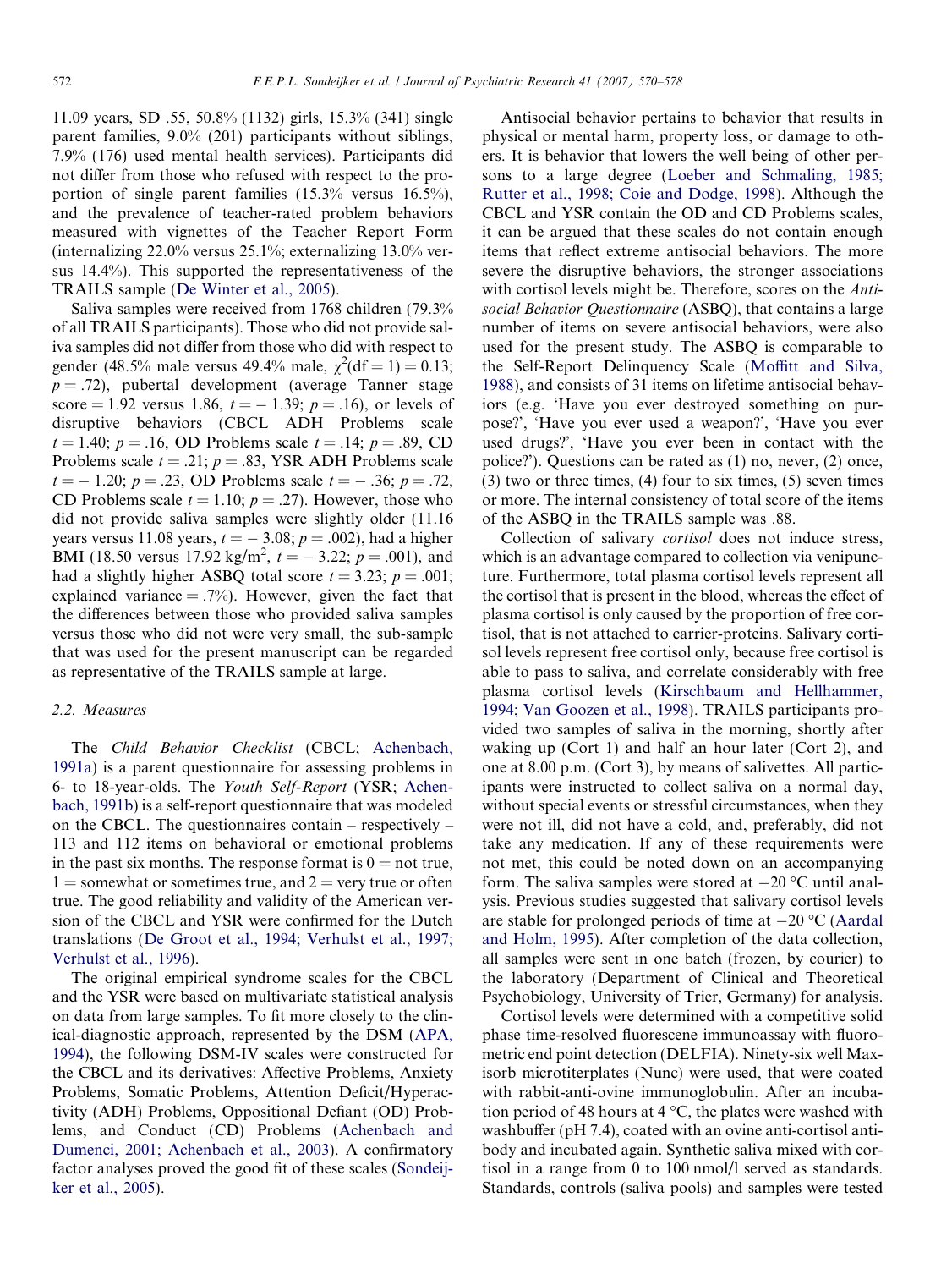11.09 years, SD .55, 50.8% (1132) girls, 15.3% (341) single parent families, 9.0% (201) participants without siblings, 7.9% (176) used mental health services). Participants did not differ from those who refused with respect to the proportion of single parent families (15.3% versus 16.5%), and the prevalence of teacher-rated problem behaviors measured with vignettes of the Teacher Report Form (internalizing 22.0% versus 25.1%; externalizing 13.0% versus 14.4%). This supported the representativeness of the TRAILS sample (De Winter et al., 2005).

Saliva samples were received from 1768 children (79.3% of all TRAILS participants). Those who did not provide saliva samples did not differ from those who did with respect to gender (48.5% male versus 49.4% male, $\chi^2(\text{df} = 1) = 0.13$; $p = .72$), pubertal development (average Tanner stage score = 1.92 versus 1.86, $t = -1.39$; $p = .16$), or levels of disruptive behaviors (CBCL ADH Problems scale $t = 1.40$; $p = .16$, OD Problems scale $t = .14$; $p = .89$, CD Problems scale $t = .21$; $p = .83$, YSR ADH Problems scale $t = -1.20$; $p = .23$, OD Problems scale $t = -.36$; $p = .72$, CD Problems scale $t = 1.10$; $p = .27$). However, those who did not provide saliva samples were slightly older (11.16 years versus 11.08 years, $t = -3.08$; $p = .002$), had a higher BMI (18.50 versus 17.92 kg/m$^2$, $t = -3.22$; $p = .001$), and had a slightly higher ASBQ total score $t = 3.23$; $p = .001$; explained variance = .7%). However, given the fact that the differences between those who provided saliva samples versus those who did not were very small, the sub-sample that was used for the present manuscript can be regarded as representative of the TRAILS sample at large.

### 2.2. Measures

The *Child Behavior Checklist* (CBCL; Achenbach, 1991a) is a parent questionnaire for assessing problems in 6- to 18-year-olds. The *Youth Self-Report* (YSR; Achenbach, 1991b) is a self-report questionnaire that was modeled on the CBCL. The questionnaires contain – respectively – 113 and 112 items on behavioral or emotional problems in the past six months. The response format is 0 = not true, 1 = somewhat or sometimes true, and 2 = very true or often true. The good reliability and validity of the American version of the CBCL and YSR were confirmed for the Dutch translations (De Groot et al., 1994; Verhulst et al., 1997; Verhulst et al., 1996).

The original empirical syndrome scales for the CBCL and the YSR were based on multivariate statistical analysis on data from large samples. To fit more closely to the clinical-diagnostic approach, represented by the DSM (APA, 1994), the following DSM-IV scales were constructed for the CBCL and its derivatives: Affective Problems, Anxiety Problems, Somatic Problems, Attention Deficit/Hyperactivity (ADH) Problems, Oppositional Defiant (OD) Problems, and Conduct (CD) Problems (Achenbach and Dumenci, 2001; Achenbach et al., 2003). A confirmatory factor analyses proved the good fit of these scales (Sondeijker et al., 2005).

Antisocial behavior pertains to behavior that results in physical or mental harm, property loss, or damage to others. It is behavior that lowers the well being of other persons to a large degree (Loeber and Schmaling, 1985; Rutter et al., 1998; Coie and Dodge, 1998). Although the CBCL and YSR contain the OD and CD Problems scales, it can be argued that these scales do not contain enough items that reflect extreme antisocial behaviors. The more severe the disruptive behaviors, the stronger associations with cortisol levels might be. Therefore, scores on the *Antisocial Behavior Questionnaire* (ASBQ), that contains a large number of items on severe antisocial behaviors, were also used for the present study. The ASBQ is comparable to the Self-Report Delinquency Scale (Moffitt and Silva, 1988), and consists of 31 items on lifetime antisocial behaviors (e.g. 'Have you ever destroyed something on purpose?', 'Have you ever used a weapon?', 'Have you ever used drugs?', 'Have you ever been in contact with the police?'). Questions can be rated as (1) no, never, (2) once, (3) two or three times, (4) four to six times, (5) seven times or more. The internal consistency of total score of the items of the ASBQ in the TRAILS sample was .88.

Collection of salivary *cortisol* does not induce stress, which is an advantage compared to collection via venipuncture. Furthermore, total plasma cortisol levels represent all the cortisol that is present in the blood, whereas the effect of plasma cortisol is only caused by the proportion of free cortisol, that is not attached to carrier-proteins. Salivary cortisol levels represent free cortisol only, because free cortisol is able to pass to saliva, and correlate considerably with free plasma cortisol levels (Kirschbaum and Hellhammer, 1994; Van Goozen et al., 1998). TRAILS participants provided two samples of saliva in the morning, shortly after waking up (Cort 1) and half an hour later (Cort 2), and one at 8.00 p.m. (Cort 3), by means of salivettes. All participants were instructed to collect saliva on a normal day, without special events or stressful circumstances, when they were not ill, did not have a cold, and, preferably, did not take any medication. If any of these requirements were not met, this could be noted down on an accompanying form. The saliva samples were stored at −20 °C until analysis. Previous studies suggested that salivary cortisol levels are stable for prolonged periods of time at −20 °C (Aardal and Holm, 1995). After completion of the data collection, all samples were sent in one batch (frozen, by courier) to the laboratory (Department of Clinical and Theoretical Psychobiology, University of Trier, Germany) for analysis.

Cortisol levels were determined with a competitive solid phase time-resolved fluorescene immunoassay with fluorometric end point detection (DELFIA). Ninety-six well Maxisorb microtiterplates (Nunc) were used, that were coated with rabbit-anti-ovine immunoglobulin. After an incubation period of 48 hours at 4 °C, the plates were washed with washbuffer (pH 7.4), coated with an ovine anti-cortisol antibody and incubated again. Synthetic saliva mixed with cortisol in a range from 0 to 100 nmol/l served as standards. Standards, controls (saliva pools) and samples were tested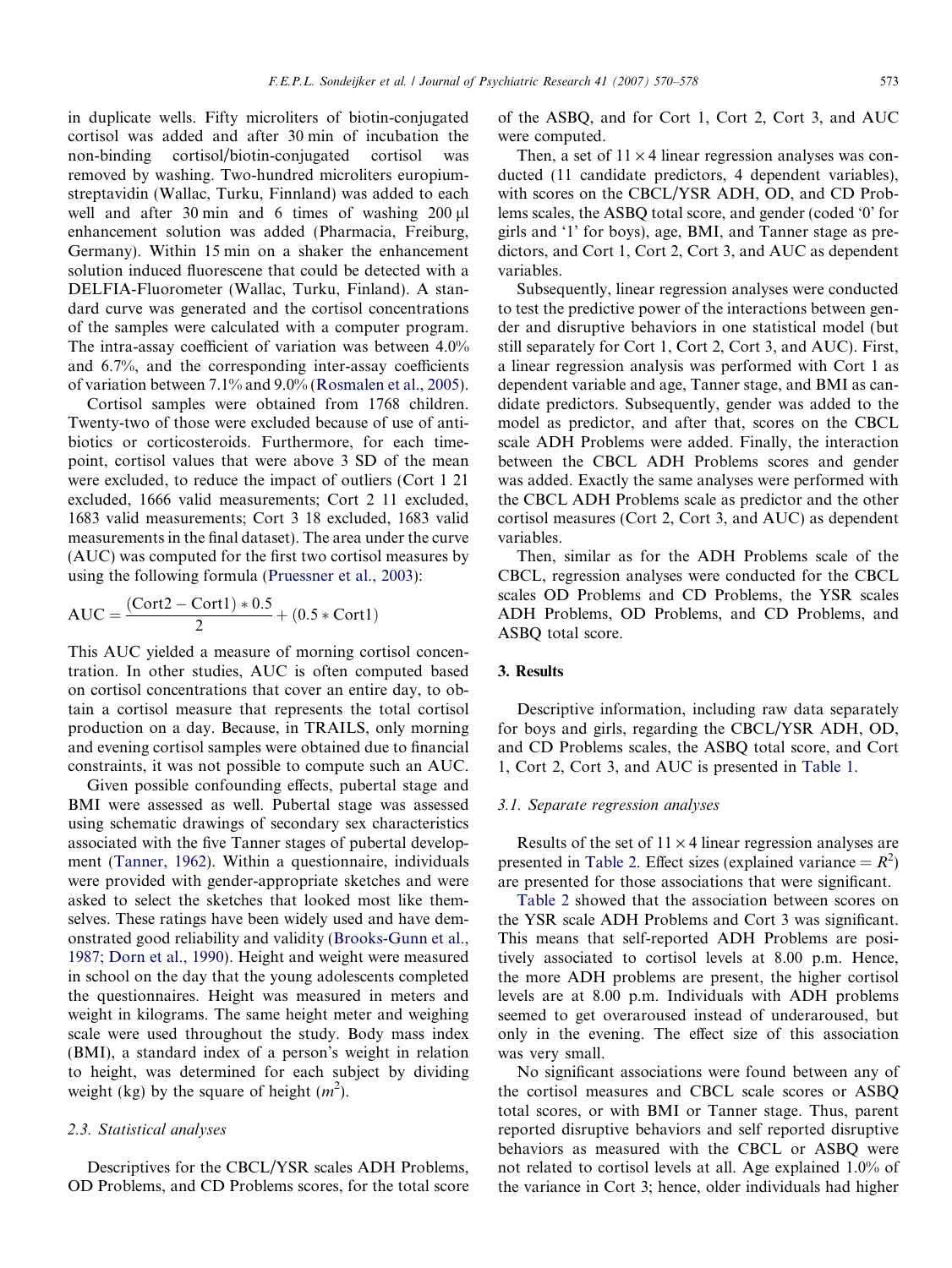in duplicate wells. Fifty microliters of biotin-conjugated cortisol was added and after 30 min of incubation the non-binding cortisol/biotin-conjugated cortisol was removed by washing. Two-hundred microliters europium-streptavidin (Wallac, Turku, Finnland) was added to each well and after 30 min and 6 times of washing 200 μl enhancement solution was added (Pharmacia, Freiburg, Germany). Within 15 min on a shaker the enhancement solution induced fluorescene that could be detected with a DELFIA-Fluorometer (Wallac, Turku, Finland). A standard curve was generated and the cortisol concentrations of the samples were calculated with a computer program. The intra-assay coefficient of variation was between 4.0% and 6.7%, and the corresponding inter-assay coefficients of variation between 7.1% and 9.0% (Rosmalen et al., 2005).

Cortisol samples were obtained from 1768 children. Twenty-two of those were excluded because of use of antibiotics or corticosteroids. Furthermore, for each timepoint, cortisol values that were above 3 SD of the mean were excluded, to reduce the impact of outliers (Cort 1 21 excluded, 1666 valid measurements; Cort 2 11 excluded, 1683 valid measurements; Cort 3 18 excluded, 1683 valid measurements in the final dataset). The area under the curve (AUC) was computed for the first two cortisol measures by using the following formula (Pruessner et al., 2003):

$$\text{AUC} = \frac{(\text{Cort2} - \text{Cort1}) * 0.5}{2} + (0.5 * \text{Cort1})$$

This AUC yielded a measure of morning cortisol concentration. In other studies, AUC is often computed based on cortisol concentrations that cover an entire day, to obtain a cortisol measure that represents the total cortisol production on a day. Because, in TRAILS, only morning and evening cortisol samples were obtained due to financial constraints, it was not possible to compute such an AUC.

Given possible confounding effects, pubertal stage and BMI were assessed as well. Pubertal stage was assessed using schematic drawings of secondary sex characteristics associated with the five Tanner stages of pubertal development (Tanner, 1962). Within a questionnaire, individuals were provided with gender-appropriate sketches and were asked to select the sketches that looked most like themselves. These ratings have been widely used and have demonstrated good reliability and validity (Brooks-Gunn et al., 1987; Dorn et al., 1990). Height and weight were measured in school on the day that the young adolescents completed the questionnaires. Height was measured in meters and weight in kilograms. The same height meter and weighing scale were used throughout the study. Body mass index (BMI), a standard index of a person's weight in relation to height, was determined for each subject by dividing weight (kg) by the square of height ($m^2$).

### 2.3. Statistical analyses

Descriptives for the CBCL/YSR scales ADH Problems, OD Problems, and CD Problems scores, for the total score of the ASBQ, and for Cort 1, Cort 2, Cort 3, and AUC were computed.

Then, a set of $11 \times 4$ linear regression analyses was conducted (11 candidate predictors, 4 dependent variables), with scores on the CBCL/YSR ADH, OD, and CD Problems scales, the ASBQ total score, and gender (coded '0' for girls and '1' for boys), age, BMI, and Tanner stage as predictors, and Cort 1, Cort 2, Cort 3, and AUC as dependent variables.

Subsequently, linear regression analyses were conducted to test the predictive power of the interactions between gender and disruptive behaviors in one statistical model (but still separately for Cort 1, Cort 2, Cort 3, and AUC). First, a linear regression analysis was performed with Cort 1 as dependent variable and age, Tanner stage, and BMI as candidate predictors. Subsequently, gender was added to the model as predictor, and after that, scores on the CBCL scale ADH Problems were added. Finally, the interaction between the CBCL ADH Problems scores and gender was added. Exactly the same analyses were performed with the CBCL ADH Problems scale as predictor and the other cortisol measures (Cort 2, Cort 3, and AUC) as dependent variables.

Then, similar as for the ADH Problems scale of the CBCL, regression analyses were conducted for the CBCL scales OD Problems and CD Problems, the YSR scales ADH Problems, OD Problems, and CD Problems, and ASBQ total score.

## 3. Results

Descriptive information, including raw data separately for boys and girls, regarding the CBCL/YSR ADH, OD, and CD Problems scales, the ASBQ total score, and Cort 1, Cort 2, Cort 3, and AUC is presented in Table 1.

### 3.1. Separate regression analyses

Results of the set of $11 \times 4$ linear regression analyses are presented in Table 2. Effect sizes (explained variance = $R^2$) are presented for those associations that were significant.

Table 2 showed that the association between scores on the YSR scale ADH Problems and Cort 3 was significant. This means that self-reported ADH Problems are positively associated to cortisol levels at 8.00 p.m. Hence, the more ADH problems are present, the higher cortisol levels are at 8.00 p.m. Individuals with ADH problems seemed to get overaroused instead of underaroused, but only in the evening. The effect size of this association was very small.

No significant associations were found between any of the cortisol measures and CBCL scale scores or ASBQ total scores, or with BMI or Tanner stage. Thus, parent reported disruptive behaviors and self reported disruptive behaviors as measured with the CBCL or ASBQ were not related to cortisol levels at all. Age explained 1.0% of the variance in Cort 3; hence, older individuals had higher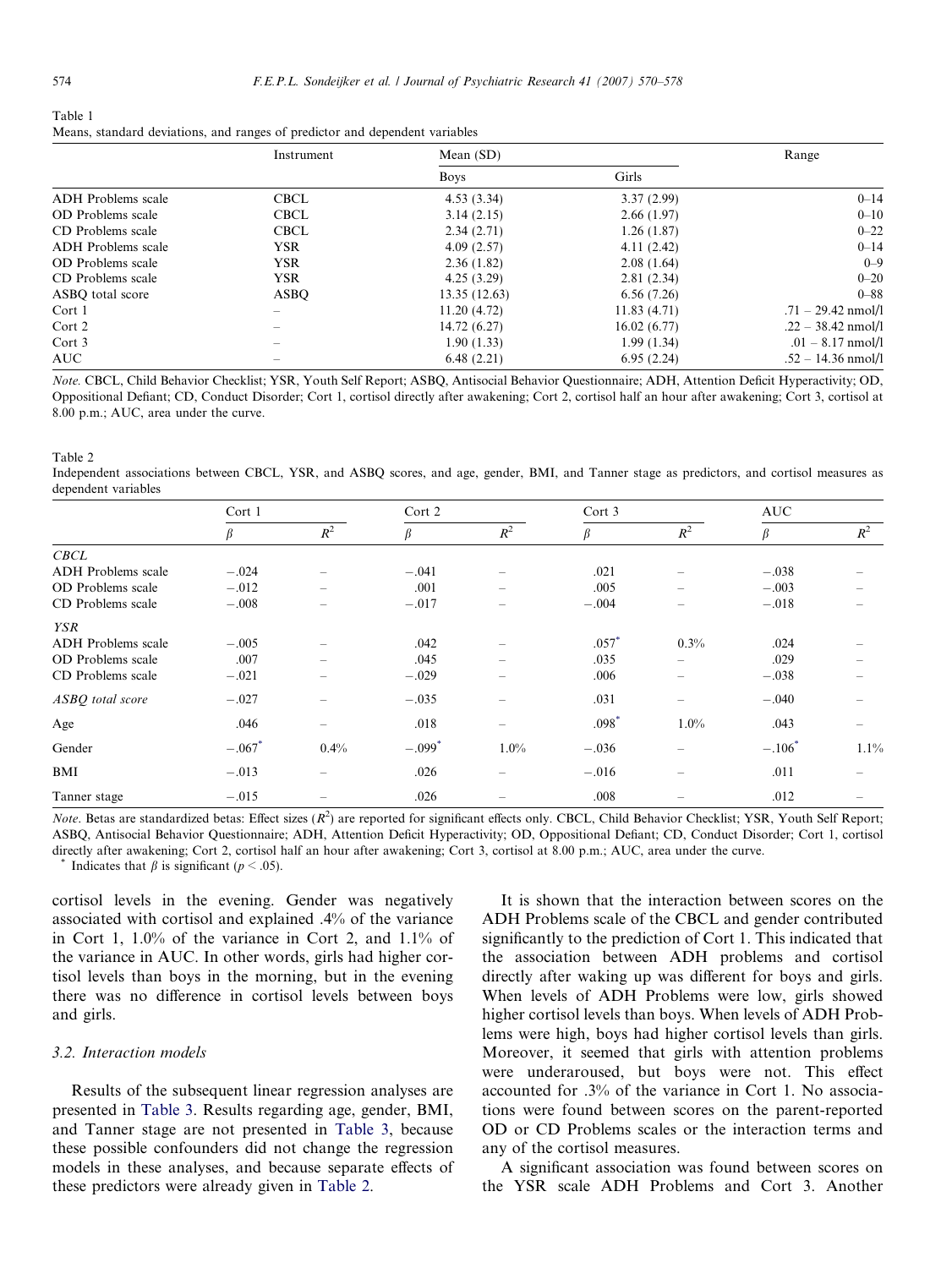Table 1
Means, standard deviations, and ranges of predictor and dependent variables

| | Instrument | Mean (SD) | | Range |
|---|---|---|---|---|
| | | Boys | Girls | |
| ADH Problems scale | CBCL | 4.53 (3.34) | 3.37 (2.99) | 0–14 |
| OD Problems scale | CBCL | 3.14 (2.15) | 2.66 (1.97) | 0–10 |
| CD Problems scale | CBCL | 2.34 (2.71) | 1.26 (1.87) | 0–22 |
| ADH Problems scale | YSR | 4.09 (2.57) | 4.11 (2.42) | 0–14 |
| OD Problems scale | YSR | 2.36 (1.82) | 2.08 (1.64) | 0–9 |
| CD Problems scale | YSR | 4.25 (3.29) | 2.81 (2.34) | 0–20 |
| ASBQ total score | ASBQ | 13.35 (12.63) | 6.56 (7.26) | 0–88 |
| Cort 1 | – | 11.20 (4.72) | 11.83 (4.71) | .71 – 29.42 nmol/l |
| Cort 2 | – | 14.72 (6.27) | 16.02 (6.77) | .22 – 38.42 nmol/l |
| Cort 3 | – | 1.90 (1.33) | 1.99 (1.34) | .01 – 8.17 nmol/l |
| AUC | – | 6.48 (2.21) | 6.95 (2.24) | .52 – 14.36 nmol/l |

*Note.* CBCL, Child Behavior Checklist; YSR, Youth Self Report; ASBQ, Antisocial Behavior Questionnaire; ADH, Attention Deficit Hyperactivity; OD, Oppositional Defiant; CD, Conduct Disorder; Cort 1, cortisol directly after awakening; Cort 2, cortisol half an hour after awakening; Cort 3, cortisol at 8.00 p.m.; AUC, area under the curve.

Table 2
Independent associations between CBCL, YSR, and ASBQ scores, and age, gender, BMI, and Tanner stage as predictors, and cortisol measures as dependent variables

| | Cort 1 | | Cort 2 | | Cort 3 | | AUC | |
|---|---|---|---|---|---|---|---|---|
| | $\beta$ | $R^2$ | $\beta$ | $R^2$ | $\beta$ | $R^2$ | $\beta$ | $R^2$ |
| *CBCL* | | | | | | | | |
| ADH Problems scale | −.024 | – | −.041 | – | .021 | – | −.038 | – |
| OD Problems scale | −.012 | – | .001 | – | .005 | – | −.003 | – |
| CD Problems scale | −.008 | – | −.017 | – | −.004 | – | −.018 | – |
| *YSR* | | | | | | | | |
| ADH Problems scale | −.005 | – | .042 | – | .057* | 0.3% | .024 | – |
| OD Problems scale | .007 | – | .045 | – | .035 | – | .029 | – |
| CD Problems scale | −.021 | – | −.029 | – | .006 | – | −.038 | – |
| *ASBQ total score* | −.027 | – | −.035 | – | .031 | – | −.040 | – |
| Age | .046 | – | .018 | – | .098* | 1.0% | .043 | – |
| Gender | −.067* | 0.4% | −.099* | 1.0% | −.036 | – | −.106* | 1.1% |
| BMI | −.013 | – | .026 | – | −.016 | – | .011 | – |
| Tanner stage | −.015 | – | .026 | – | .008 | – | .012 | – |

*Note.* Betas are standardized betas: Effect sizes ($R^2$) are reported for significant effects only. CBCL, Child Behavior Checklist; YSR, Youth Self Report; ASBQ, Antisocial Behavior Questionnaire; ADH, Attention Deficit Hyperactivity; OD, Oppositional Defiant; CD, Conduct Disorder; Cort 1, cortisol directly after awakening; Cort 2, cortisol half an hour after awakening; Cort 3, cortisol at 8.00 p.m.; AUC, area under the curve.
* Indicates that $\beta$ is significant ($p < .05$).

cortisol levels in the evening. Gender was negatively associated with cortisol and explained .4% of the variance in Cort 1, 1.0% of the variance in Cort 2, and 1.1% of the variance in AUC. In other words, girls had higher cortisol levels than boys in the morning, but in the evening there was no difference in cortisol levels between boys and girls.

### 3.2. Interaction models

Results of the subsequent linear regression analyses are presented in Table 3. Results regarding age, gender, BMI, and Tanner stage are not presented in Table 3, because these possible confounders did not change the regression models in these analyses, and because separate effects of these predictors were already given in Table 2.

It is shown that the interaction between scores on the ADH Problems scale of the CBCL and gender contributed significantly to the prediction of Cort 1. This indicated that the association between ADH problems and cortisol directly after waking up was different for boys and girls. When levels of ADH Problems were low, girls showed higher cortisol levels than boys. When levels of ADH Problems were high, boys had higher cortisol levels than girls. Moreover, it seemed that girls with attention problems were underaroused, but boys were not. This effect accounted for .3% of the variance in Cort 1. No associations were found between scores on the parent-reported OD or CD Problems scales or the interaction terms and any of the cortisol measures.

A significant association was found between scores on the YSR scale ADH Problems and Cort 3. Another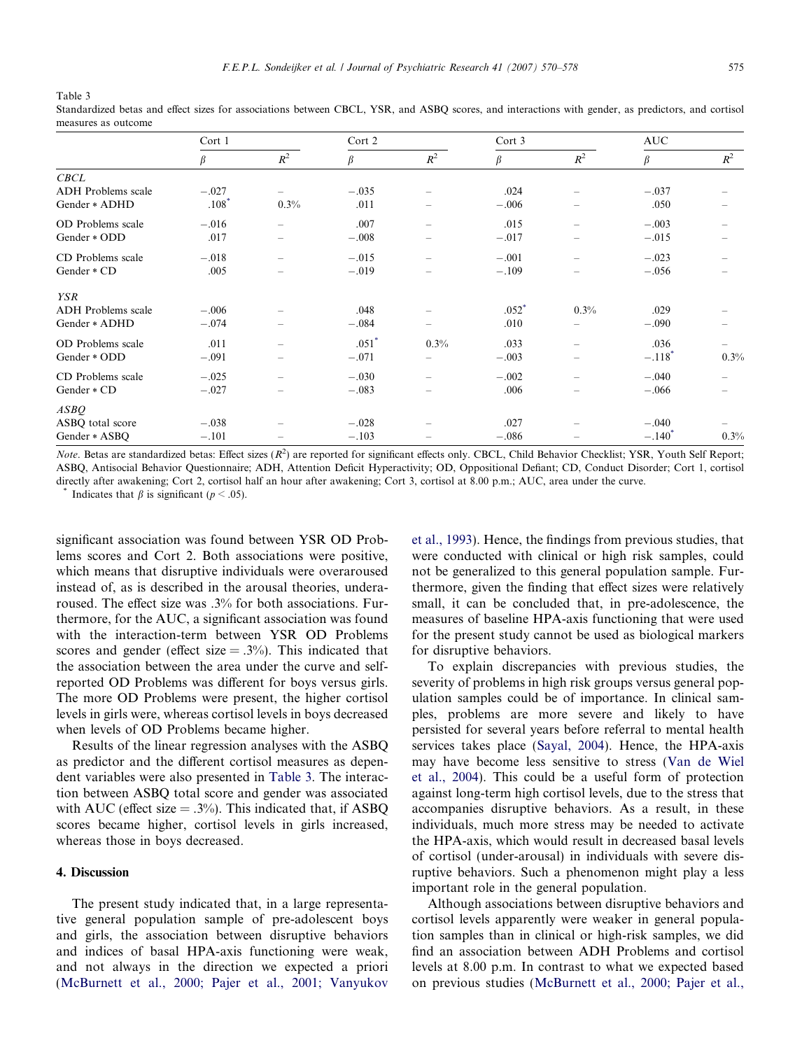Table 3

Standardized betas and effect sizes for associations between CBCL, YSR, and ASBQ scores, and interactions with gender, as predictors, and cortisol measures as outcome

| | Cort 1 | | Cort 2 | | Cort 3 | | AUC | |
|---|---|---|---|---|---|---|---|---|
| | $\beta$ | $R^2$ | $\beta$ | $R^2$ | $\beta$ | $R^2$ | $\beta$ | $R^2$ |
| *CBCL* | | | | | | | | |
| ADH Problems scale | −.027 | – | −.035 | – | .024 | – | −.037 | – |
| Gender * ADHD | .108* | 0.3% | .011 | – | −.006 | – | .050 | – |
| OD Problems scale | −.016 | – | .007 | – | .015 | – | −.003 | – |
| Gender * ODD | .017 | – | −.008 | – | −.017 | – | −.015 | – |
| CD Problems scale | −.018 | – | −.015 | – | −.001 | – | −.023 | – |
| Gender * CD | .005 | – | −.019 | – | −.109 | – | −.056 | – |
| *YSR* | | | | | | | | |
| ADH Problems scale | −.006 | – | .048 | – | .052* | 0.3% | .029 | – |
| Gender * ADHD | −.074 | – | −.084 | – | .010 | – | −.090 | – |
| OD Problems scale | .011 | – | .051* | 0.3% | .033 | – | .036 | – |
| Gender * ODD | −.091 | – | −.071 | – | −.003 | – | −.118* | 0.3% |
| CD Problems scale | −.025 | – | −.030 | – | −.002 | – | −.040 | – |
| Gender * CD | −.027 | – | −.083 | – | .006 | – | −.066 | – |
| *ASBQ* | | | | | | | | |
| ASBQ total score | −.038 | – | −.028 | – | .027 | – | −.040 | – |
| Gender * ASBQ | −.101 | – | −.103 | – | −.086 | – | −.140* | 0.3% |

*Note*. Betas are standardized betas: Effect sizes ($R^2$) are reported for significant effects only. CBCL, Child Behavior Checklist; YSR, Youth Self Report; ASBQ, Antisocial Behavior Questionnaire; ADH, Attention Deficit Hyperactivity; OD, Oppositional Defiant; CD, Conduct Disorder; Cort 1, cortisol directly after awakening; Cort 2, cortisol half an hour after awakening; Cort 3, cortisol at 8.00 p.m.; AUC, area under the curve.

\* Indicates that $\beta$ is significant ($p < .05$).

significant association was found between YSR OD Problems scores and Cort 2. Both associations were positive, which means that disruptive individuals were overaroused instead of, as is described in the arousal theories, underaroused. The effect size was .3% for both associations. Furthermore, for the AUC, a significant association was found with the interaction-term between YSR OD Problems scores and gender (effect size = .3%). This indicated that the association between the area under the curve and self-reported OD Problems was different for boys versus girls. The more OD Problems were present, the higher cortisol levels in girls were, whereas cortisol levels in boys decreased when levels of OD Problems became higher.

Results of the linear regression analyses with the ASBQ as predictor and the different cortisol measures as dependent variables were also presented in Table 3. The interaction between ASBQ total score and gender was associated with AUC (effect size = .3%). This indicated that, if ASBQ scores became higher, cortisol levels in girls increased, whereas those in boys decreased.

## 4. Discussion

The present study indicated that, in a large representative general population sample of pre-adolescent boys and girls, the association between disruptive behaviors and indices of basal HPA-axis functioning were weak, and not always in the direction we expected a priori (McBurnett et al., 2000; Pajer et al., 2001; Vanyukov et al., 1993). Hence, the findings from previous studies, that were conducted with clinical or high risk samples, could not be generalized to this general population sample. Furthermore, given the finding that effect sizes were relatively small, it can be concluded that, in pre-adolescence, the measures of baseline HPA-axis functioning that were used for the present study cannot be used as biological markers for disruptive behaviors.

To explain discrepancies with previous studies, the severity of problems in high risk groups versus general population samples could be of importance. In clinical samples, problems are more severe and likely to have persisted for several years before referral to mental health services takes place (Sayal, 2004). Hence, the HPA-axis may have become less sensitive to stress (Van de Wiel et al., 2004). This could be a useful form of protection against long-term high cortisol levels, due to the stress that accompanies disruptive behaviors. As a result, in these individuals, much more stress may be needed to activate the HPA-axis, which would result in decreased basal levels of cortisol (under-arousal) in individuals with severe disruptive behaviors. Such a phenomenon might play a less important role in the general population.

Although associations between disruptive behaviors and cortisol levels apparently were weaker in general population samples than in clinical or high-risk samples, we did find an association between ADH Problems and cortisol levels at 8.00 p.m. In contrast to what we expected based on previous studies (McBurnett et al., 2000; Pajer et al.,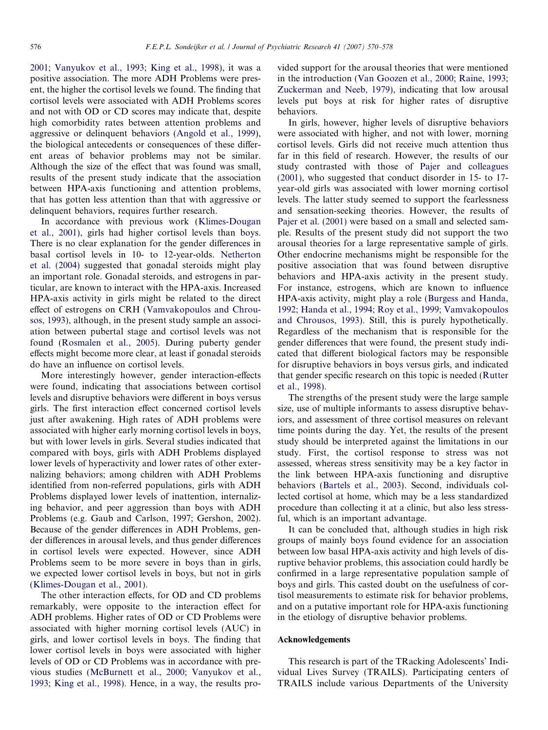2001; Vanyukov et al., 1993; King et al., 1998), it was a positive association. The more ADH Problems were present, the higher the cortisol levels we found. The finding that cortisol levels were associated with ADH Problems scores and not with OD or CD scores may indicate that, despite high comorbidity rates between attention problems and aggressive or delinquent behaviors (Angold et al., 1999), the biological antecedents or consequences of these different areas of behavior problems may not be similar. Although the size of the effect that was found was small, results of the present study indicate that the association between HPA-axis functioning and attention problems, that has gotten less attention than that with aggressive or delinquent behaviors, requires further research.

In accordance with previous work (Klimes-Dougan et al., 2001), girls had higher cortisol levels than boys. There is no clear explanation for the gender differences in basal cortisol levels in 10- to 12-year-olds. Netherton et al. (2004) suggested that gonadal steroids might play an important role. Gonadal steroids, and estrogens in particular, are known to interact with the HPA-axis. Increased HPA-axis activity in girls might be related to the direct effect of estrogens on CRH (Vamvakopoulos and Chrousos, 1993), although, in the present study sample an association between pubertal stage and cortisol levels was not found (Rosmalen et al., 2005). During puberty gender effects might become more clear, at least if gonadal steroids do have an influence on cortisol levels.

More interestingly however, gender interaction-effects were found, indicating that associations between cortisol levels and disruptive behaviors were different in boys versus girls. The first interaction effect concerned cortisol levels just after awakening. High rates of ADH problems were associated with higher early morning cortisol levels in boys, but with lower levels in girls. Several studies indicated that compared with boys, girls with ADH Problems displayed lower levels of hyperactivity and lower rates of other externalizing behaviors; among children with ADH Problems identified from non-referred populations, girls with ADH Problems displayed lower levels of inattention, internalizing behavior, and peer aggression than boys with ADH Problems (e.g. Gaub and Carlson, 1997; Gershon, 2002). Because of the gender differences in ADH Problems, gender differences in arousal levels, and thus gender differences in cortisol levels were expected. However, since ADH Problems seem to be more severe in boys than in girls, we expected lower cortisol levels in boys, but not in girls (Klimes-Dougan et al., 2001).

The other interaction effects, for OD and CD problems remarkably, were opposite to the interaction effect for ADH problems. Higher rates of OD or CD Problems were associated with higher morning cortisol levels (AUC) in girls, and lower cortisol levels in boys. The finding that lower cortisol levels in boys were associated with higher levels of OD or CD Problems was in accordance with previous studies (McBurnett et al., 2000; Vanyukov et al., 1993; King et al., 1998). Hence, in a way, the results provided support for the arousal theories that were mentioned in the introduction (Van Goozen et al., 2000; Raine, 1993; Zuckerman and Neeb, 1979), indicating that low arousal levels put boys at risk for higher rates of disruptive behaviors.

In girls, however, higher levels of disruptive behaviors were associated with higher, and not with lower, morning cortisol levels. Girls did not receive much attention thus far in this field of research. However, the results of our study contrasted with those of Pajer and colleagues (2001), who suggested that conduct disorder in 15- to 17-year-old girls was associated with lower morning cortisol levels. The latter study seemed to support the fearlessness and sensation-seeking theories. However, the results of Pajer et al. (2001) were based on a small and selected sample. Results of the present study did not support the two arousal theories for a large representative sample of girls. Other endocrine mechanisms might be responsible for the positive association that was found between disruptive behaviors and HPA-axis activity in the present study. For instance, estrogens, which are known to influence HPA-axis activity, might play a role (Burgess and Handa, 1992; Handa et al., 1994; Roy et al., 1999; Vamvakopoulos and Chrousos, 1993). Still, this is purely hypothetically. Regardless of the mechanism that is responsible for the gender differences that were found, the present study indicated that different biological factors may be responsible for disruptive behaviors in boys versus girls, and indicated that gender specific research on this topic is needed (Rutter et al., 1998).

The strengths of the present study were the large sample size, use of multiple informants to assess disruptive behaviors, and assessment of three cortisol measures on relevant time points during the day. Yet, the results of the present study should be interpreted against the limitations in our study. First, the cortisol response to stress was not assessed, whereas stress sensitivity may be a key factor in the link between HPA-axis functioning and disruptive behaviors (Bartels et al., 2003). Second, individuals collected cortisol at home, which may be a less standardized procedure than collecting it at a clinic, but also less stressful, which is an important advantage.

It can be concluded that, although studies in high risk groups of mainly boys found evidence for an association between low basal HPA-axis activity and high levels of disruptive behavior problems, this association could hardly be confirmed in a large representative population sample of boys and girls. This casted doubt on the usefulness of cortisol measurements to estimate risk for behavior problems, and on a putative important role for HPA-axis functioning in the etiology of disruptive behavior problems.

## Acknowledgements

This research is part of the TRacking Adolescents' Individual Lives Survey (TRAILS). Participating centers of TRAILS include various Departments of the University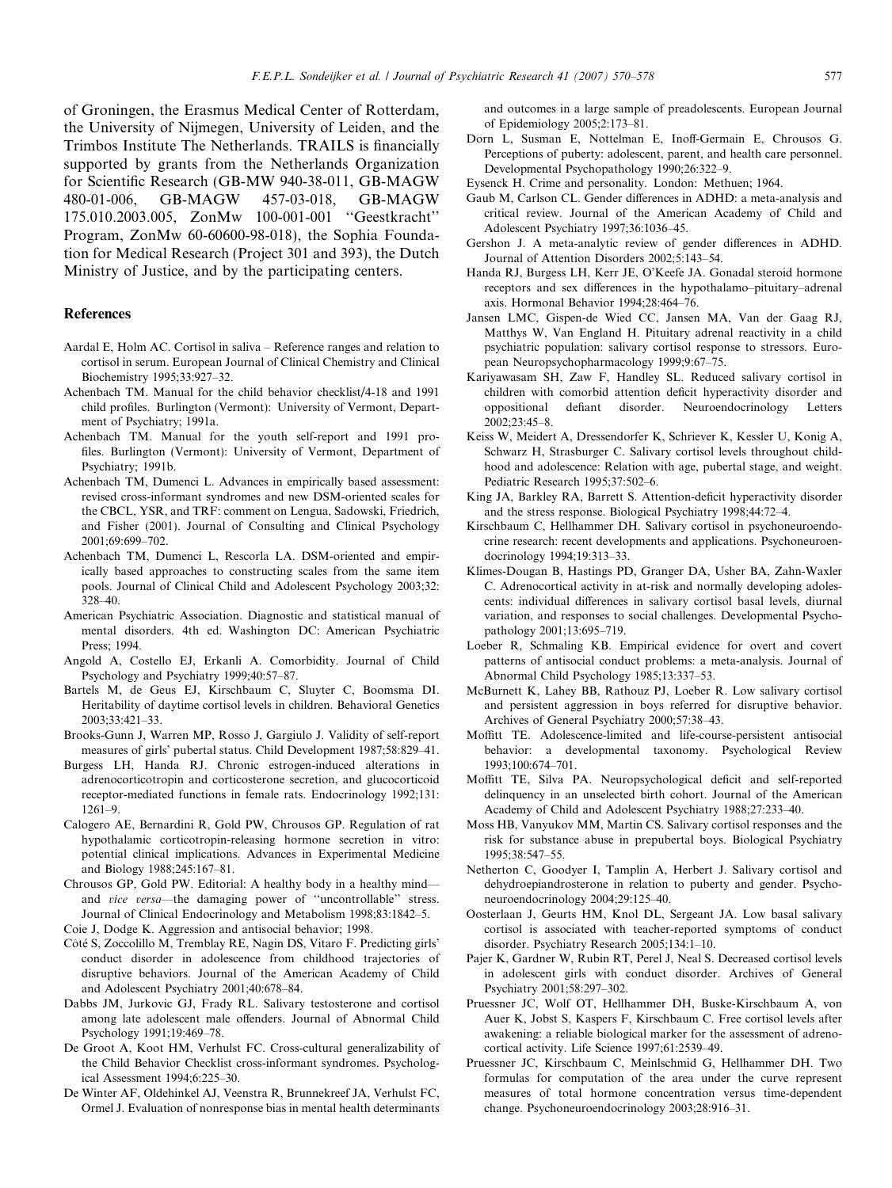of Groningen, the Erasmus Medical Center of Rotterdam, the University of Nijmegen, University of Leiden, and the Trimbos Institute The Netherlands. TRAILS is financially supported by grants from the Netherlands Organization for Scientific Research (GB-MW 940-38-011, GB-MAGW 480-01-006, GB-MAGW 457-03-018, GB-MAGW 175.010.2003.005, ZonMw 100-001-001 ''Geestkracht'' Program, ZonMw 60-60600-98-018), the Sophia Foundation for Medical Research (Project 301 and 393), the Dutch Ministry of Justice, and by the participating centers.

## References

Aardal E, Holm AC. Cortisol in saliva – Reference ranges and relation to cortisol in serum. European Journal of Clinical Chemistry and Clinical Biochemistry 1995;33:927–32.

Achenbach TM. Manual for the child behavior checklist/4-18 and 1991 child profiles. Burlington (Vermont): University of Vermont, Department of Psychiatry; 1991a.

Achenbach TM. Manual for the youth self-report and 1991 profiles. Burlington (Vermont): University of Vermont, Department of Psychiatry; 1991b.

Achenbach TM, Dumenci L. Advances in empirically based assessment: revised cross-informant syndromes and new DSM-oriented scales for the CBCL, YSR, and TRF: comment on Lengua, Sadowski, Friedrich, and Fisher (2001). Journal of Consulting and Clinical Psychology 2001;69:699–702.

Achenbach TM, Dumenci L, Rescorla LA. DSM-oriented and empirically based approaches to constructing scales from the same item pools. Journal of Clinical Child and Adolescent Psychology 2003;32: 328–40.

American Psychiatric Association. Diagnostic and statistical manual of mental disorders. 4th ed. Washington DC: American Psychiatric Press; 1994.

Angold A, Costello EJ, Erkanli A. Comorbidity. Journal of Child Psychology and Psychiatry 1999;40:57–87.

Bartels M, de Geus EJ, Kirschbaum C, Sluyter C, Boomsma DI. Heritability of daytime cortisol levels in children. Behavioral Genetics 2003;33:421–33.

Brooks-Gunn J, Warren MP, Rosso J, Gargiulo J. Validity of self-report measures of girls' pubertal status. Child Development 1987;58:829–41.

Burgess LH, Handa RJ. Chronic estrogen-induced alterations in adrenocorticotropin and corticosterone secretion, and glucocorticoid receptor-mediated functions in female rats. Endocrinology 1992;131: 1261–9.

Calogero AE, Bernardini R, Gold PW, Chrousos GP. Regulation of rat hypothalamic corticotropin-releasing hormone secretion in vitro: potential clinical implications. Advances in Experimental Medicine and Biology 1988;245:167–81.

Chrousos GP, Gold PW. Editorial: A healthy body in a healthy mind—and *vice versa*—the damaging power of ''uncontrollable'' stress. Journal of Clinical Endocrinology and Metabolism 1998;83:1842–5.

Coie J, Dodge K. Aggression and antisocial behavior; 1998.

Côté S, Zoccolillo M, Tremblay RE, Nagin DS, Vitaro F. Predicting girls' conduct disorder in adolescence from childhood trajectories of disruptive behaviors. Journal of the American Academy of Child and Adolescent Psychiatry 2001;40:678–84.

Dabbs JM, Jurkovic GJ, Frady RL. Salivary testosterone and cortisol among late adolescent male offenders. Journal of Abnormal Child Psychology 1991;19:469–78.

De Groot A, Koot HM, Verhulst FC. Cross-cultural generalizability of the Child Behavior Checklist cross-informant syndromes. Psychological Assessment 1994;6:225–30.

De Winter AF, Oldehinkel AJ, Veenstra R, Brunnekreef JA, Verhulst FC, Ormel J. Evaluation of nonresponse bias in mental health determinants and outcomes in a large sample of preadolescents. European Journal of Epidemiology 2005;2:173–81.

Dorn L, Susman E, Nottelman E, Inoff-Germain E, Chrousos G. Perceptions of puberty: adolescent, parent, and health care personnel. Developmental Psychopathology 1990;26:322–9.

Eysenck H. Crime and personality. London: Methuen; 1964.

Gaub M, Carlson CL. Gender differences in ADHD: a meta-analysis and critical review. Journal of the American Academy of Child and Adolescent Psychiatry 1997;36:1036–45.

Gershon J. A meta-analytic review of gender differences in ADHD. Journal of Attention Disorders 2002;5:143–54.

Handa RJ, Burgess LH, Kerr JE, O'Keefe JA. Gonadal steroid hormone receptors and sex differences in the hypothalamo–pituitary–adrenal axis. Hormonal Behavior 1994;28:464–76.

Jansen LMC, Gispen-de Wied CC, Jansen MA, Van der Gaag RJ, Matthys W, Van England H. Pituitary adrenal reactivity in a child psychiatric population: salivary cortisol response to stressors. European Neuropsychopharmacology 1999;9:67–75.

Kariyawasam SH, Zaw F, Handley SL. Reduced salivary cortisol in children with comorbid attention deficit hyperactivity disorder and oppositional defiant disorder. Neuroendocrinology Letters 2002;23:45–8.

Keiss W, Meidert A, Dressendorfer K, Schriever K, Kessler U, Konig A, Schwarz H, Strasburger C. Salivary cortisol levels throughout childhood and adolescence: Relation with age, pubertal stage, and weight. Pediatric Research 1995;37:502–6.

King JA, Barkley RA, Barrett S. Attention-deficit hyperactivity disorder and the stress response. Biological Psychiatry 1998;44:72–4.

Kirschbaum C, Hellhammer DH. Salivary cortisol in psychoneuroendocrine research: recent developments and applications. Psychoneuroendocrinology 1994;19:313–33.

Klimes-Dougan B, Hastings PD, Granger DA, Usher BA, Zahn-Waxler C. Adrenocortical activity in at-risk and normally developing adolescents: individual differences in salivary cortisol basal levels, diurnal variation, and responses to social challenges. Developmental Psychopathology 2001;13:695–719.

Loeber R, Schmaling KB. Empirical evidence for overt and covert patterns of antisocial conduct problems: a meta-analysis. Journal of Abnormal Child Psychology 1985;13:337–53.

McBurnett K, Lahey BB, Rathouz PJ, Loeber R. Low salivary cortisol and persistent aggression in boys referred for disruptive behavior. Archives of General Psychiatry 2000;57:38–43.

Moffitt TE. Adolescence-limited and life-course-persistent antisocial behavior: a developmental taxonomy. Psychological Review 1993;100:674–701.

Moffitt TE, Silva PA. Neuropsychological deficit and self-reported delinquency in an unselected birth cohort. Journal of the American Academy of Child and Adolescent Psychiatry 1988;27:233–40.

Moss HB, Vanyukov MM, Martin CS. Salivary cortisol responses and the risk for substance abuse in prepubertal boys. Biological Psychiatry 1995;38:547–55.

Netherton C, Goodyer I, Tamplin A, Herbert J. Salivary cortisol and dehydroepiandrosterone in relation to puberty and gender. Psychoneuroendocrinology 2004;29:125–40.

Oosterlaan J, Geurts HM, Knol DL, Sergeant JA. Low basal salivary cortisol is associated with teacher-reported symptoms of conduct disorder. Psychiatry Research 2005;134:1–10.

Pajer K, Gardner W, Rubin RT, Perel J, Neal S. Decreased cortisol levels in adolescent girls with conduct disorder. Archives of General Psychiatry 2001;58:297–302.

Pruessner JC, Wolf OT, Hellhammer DH, Buske-Kirschbaum A, von Auer K, Jobst S, Kaspers F, Kirschbaum C. Free cortisol levels after awakening: a reliable biological marker for the assessment of adrenocortical activity. Life Science 1997;61:2539–49.

Pruessner JC, Kirschbaum C, Meinlschmid G, Hellhammer DH. Two formulas for computation of the area under the curve represent measures of total hormone concentration versus time-dependent change. Psychoneuroendocrinology 2003;28:916–31.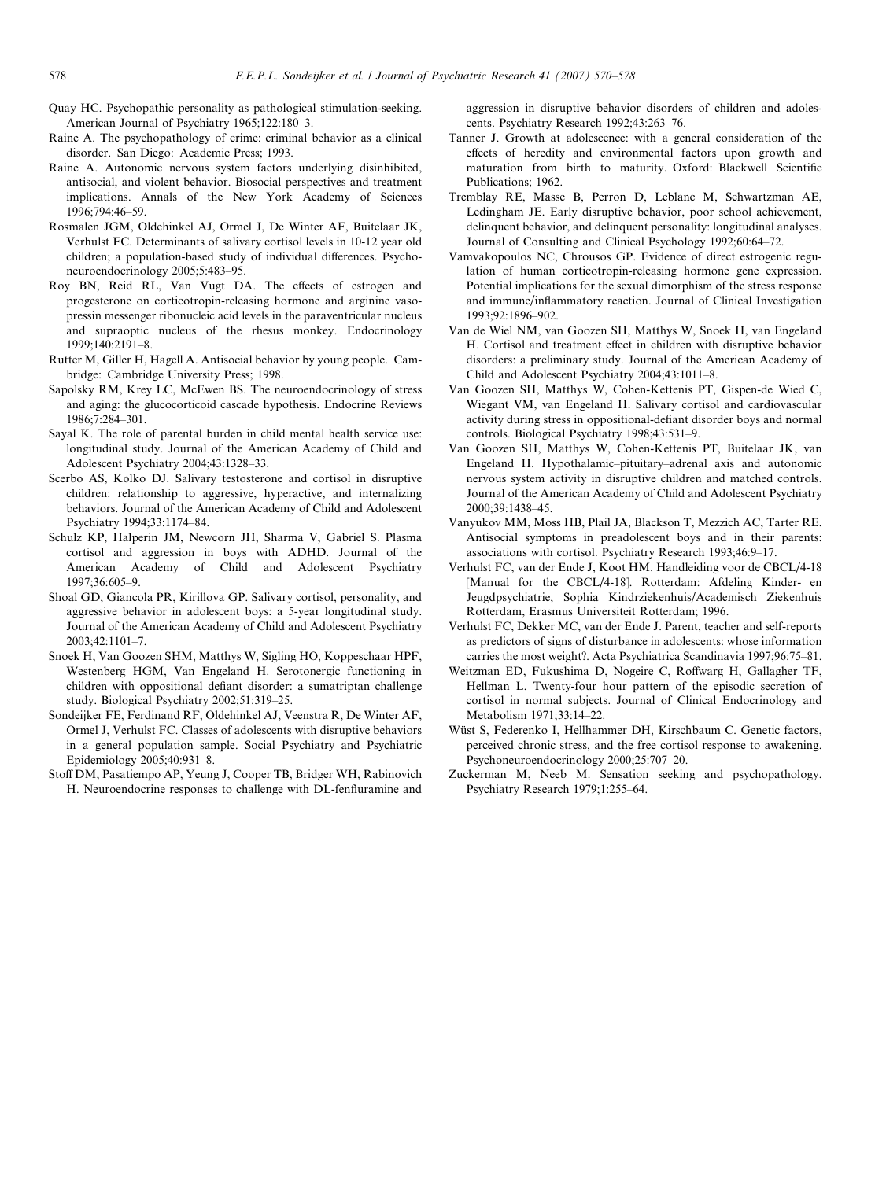Quay HC. Psychopathic personality as pathological stimulation-seeking. American Journal of Psychiatry 1965;122:180–3.

Raine A. The psychopathology of crime: criminal behavior as a clinical disorder. San Diego: Academic Press; 1993.

Raine A. Autonomic nervous system factors underlying disinhibited, antisocial, and violent behavior. Biosocial perspectives and treatment implications. Annals of the New York Academy of Sciences 1996;794:46–59.

Rosmalen JGM, Oldehinkel AJ, Ormel J, De Winter AF, Buitelaar JK, Verhulst FC. Determinants of salivary cortisol levels in 10-12 year old children; a population-based study of individual differences. Psychoneuroendocrinology 2005;5:483–95.

Roy BN, Reid RL, Van Vugt DA. The effects of estrogen and progesterone on corticotropin-releasing hormone and arginine vasopressin messenger ribonucleic acid levels in the paraventricular nucleus and supraoptic nucleus of the rhesus monkey. Endocrinology 1999;140:2191–8.

Rutter M, Giller H, Hagell A. Antisocial behavior by young people. Cambridge: Cambridge University Press; 1998.

Sapolsky RM, Krey LC, McEwen BS. The neuroendocrinology of stress and aging: the glucocorticoid cascade hypothesis. Endocrine Reviews 1986;7:284–301.

Sayal K. The role of parental burden in child mental health service use: longitudinal study. Journal of the American Academy of Child and Adolescent Psychiatry 2004;43:1328–33.

Scerbo AS, Kolko DJ. Salivary testosterone and cortisol in disruptive children: relationship to aggressive, hyperactive, and internalizing behaviors. Journal of the American Academy of Child and Adolescent Psychiatry 1994;33:1174–84.

Schulz KP, Halperin JM, Newcorn JH, Sharma V, Gabriel S. Plasma cortisol and aggression in boys with ADHD. Journal of the American Academy of Child and Adolescent Psychiatry 1997;36:605–9.

Shoal GD, Giancola PR, Kirillova GP. Salivary cortisol, personality, and aggressive behavior in adolescent boys: a 5-year longitudinal study. Journal of the American Academy of Child and Adolescent Psychiatry 2003;42:1101–7.

Snoek H, Van Goozen SHM, Matthys W, Sigling HO, Koppeschaar HPF, Westenberg HGM, Van Engeland H. Serotonergic functioning in children with oppositional defiant disorder: a sumatriptan challenge study. Biological Psychiatry 2002;51:319–25.

Sondeijker FE, Ferdinand RF, Oldehinkel AJ, Veenstra R, De Winter AF, Ormel J, Verhulst FC. Classes of adolescents with disruptive behaviors in a general population sample. Social Psychiatry and Psychiatric Epidemiology 2005;40:931–8.

Stoff DM, Pasatiempo AP, Yeung J, Cooper TB, Bridger WH, Rabinovich H. Neuroendocrine responses to challenge with DL-fenfluramine and aggression in disruptive behavior disorders of children and adolescents. Psychiatry Research 1992;43:263–76.

Tanner J. Growth at adolescence: with a general consideration of the effects of heredity and environmental factors upon growth and maturation from birth to maturity. Oxford: Blackwell Scientific Publications; 1962.

Tremblay RE, Masse B, Perron D, Leblanc M, Schwartzman AE, Ledingham JE. Early disruptive behavior, poor school achievement, delinquent behavior, and delinquent personality: longitudinal analyses. Journal of Consulting and Clinical Psychology 1992;60:64–72.

Vamvakopoulos NC, Chrousos GP. Evidence of direct estrogenic regulation of human corticotropin-releasing hormone gene expression. Potential implications for the sexual dimorphism of the stress response and immune/inflammatory reaction. Journal of Clinical Investigation 1993;92:1896–902.

Van de Wiel NM, van Goozen SH, Matthys W, Snoek H, van Engeland H. Cortisol and treatment effect in children with disruptive behavior disorders: a preliminary study. Journal of the American Academy of Child and Adolescent Psychiatry 2004;43:1011–8.

Van Goozen SH, Matthys W, Cohen-Kettenis PT, Gispen-de Wied C, Wiegant VM, van Engeland H. Salivary cortisol and cardiovascular activity during stress in oppositional-defiant disorder boys and normal controls. Biological Psychiatry 1998;43:531–9.

Van Goozen SH, Matthys W, Cohen-Kettenis PT, Buitelaar JK, van Engeland H. Hypothalamic–pituitary–adrenal axis and autonomic nervous system activity in disruptive children and matched controls. Journal of the American Academy of Child and Adolescent Psychiatry 2000;39:1438–45.

Vanyukov MM, Moss HB, Plail JA, Blackson T, Mezzich AC, Tarter RE. Antisocial symptoms in preadolescent boys and in their parents: associations with cortisol. Psychiatry Research 1993;46:9–17.

Verhulst FC, van der Ende J, Koot HM. Handleiding voor de CBCL/4-18 [Manual for the CBCL/4-18]. Rotterdam: Afdeling Kinder- en Jeugdpsychiatrie, Sophia Kindrziekenhuis/Academisch Ziekenhuis Rotterdam, Erasmus Universiteit Rotterdam; 1996.

Verhulst FC, Dekker MC, van der Ende J. Parent, teacher and self-reports as predictors of signs of disturbance in adolescents: whose information carries the most weight?. Acta Psychiatrica Scandinavia 1997;96:75–81.

Weitzman ED, Fukushima D, Nogeire C, Roffwarg H, Gallagher TF, Hellman L. Twenty-four hour pattern of the episodic secretion of cortisol in normal subjects. Journal of Clinical Endocrinology and Metabolism 1971;33:14–22.

Wüst S, Federenko I, Hellhammer DH, Kirschbaum C. Genetic factors, perceived chronic stress, and the free cortisol response to awakening. Psychoneuroendocrinology 2000;25:707–20.

Zuckerman M, Neeb M. Sensation seeking and psychopathology. Psychiatry Research 1979;1:255–64.